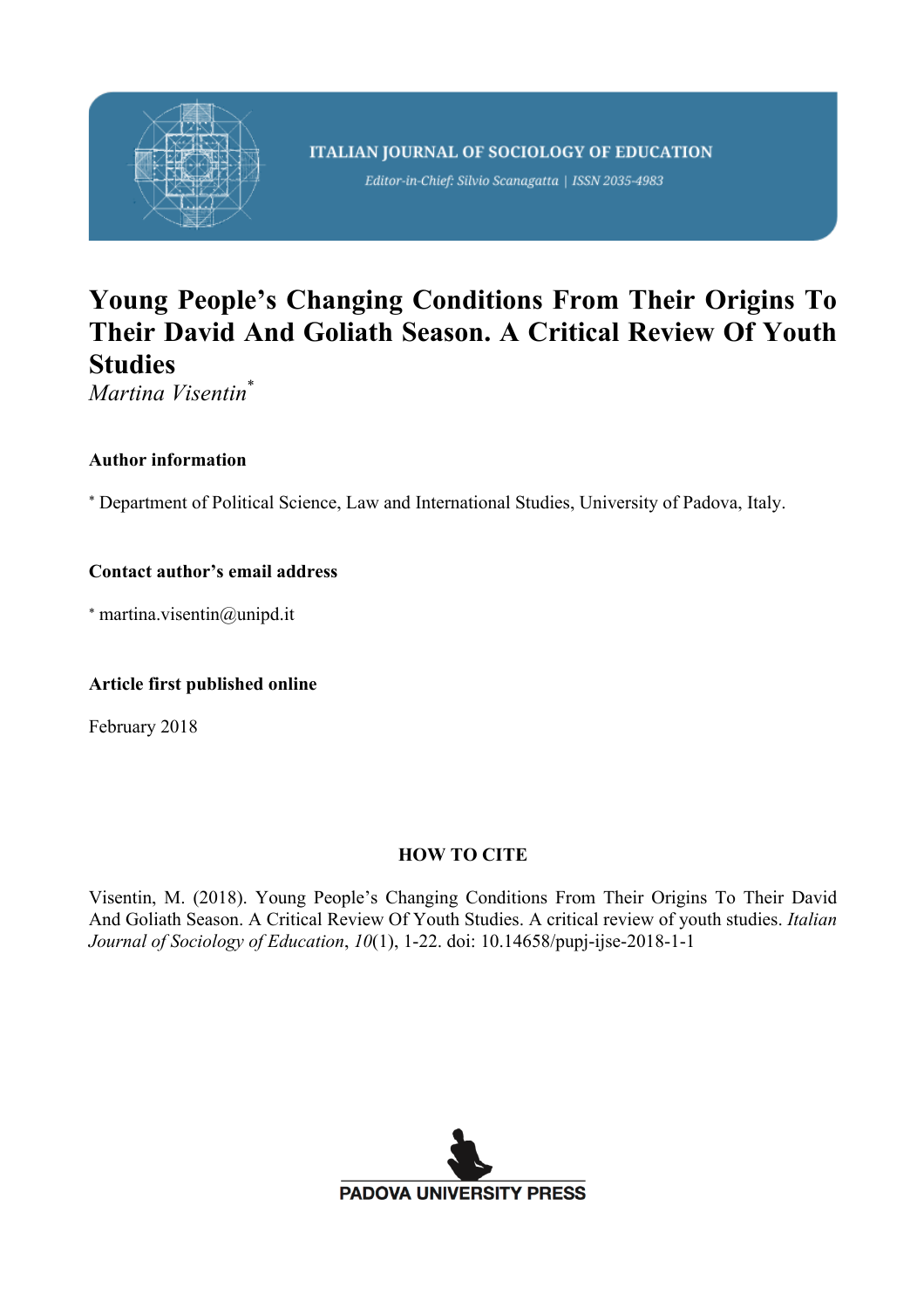ITALIAN JOURNAL OF SOCIOLOGY OF EDUCATION

*Editor-in-Chief: Silvio Scanagatta | ISSN 2035-4983*

# Young People's Changing Conditions From Their Origins To Their David And Goliath Season. A Critical Review Of Youth Studies

*Martina Visentin*[*]

**Author information**

[*] Department of Political Science, Law and International Studies, University of Padova, Italy.

**Contact author's email address**

[*] martina.visentin@unipd.it

**Article first published online**

February 2018

**HOW TO CITE**

Visentin, M. (2018). Young People's Changing Conditions From Their Origins To Their David And Goliath Season. A Critical Review Of Youth Studies. A critical review of youth studies. *Italian Journal of Sociology of Education*, *10*(1), 1-22. doi: 10.14658/pupj-ijse-2018-1-1

PADOVA UNIVERSITY PRESS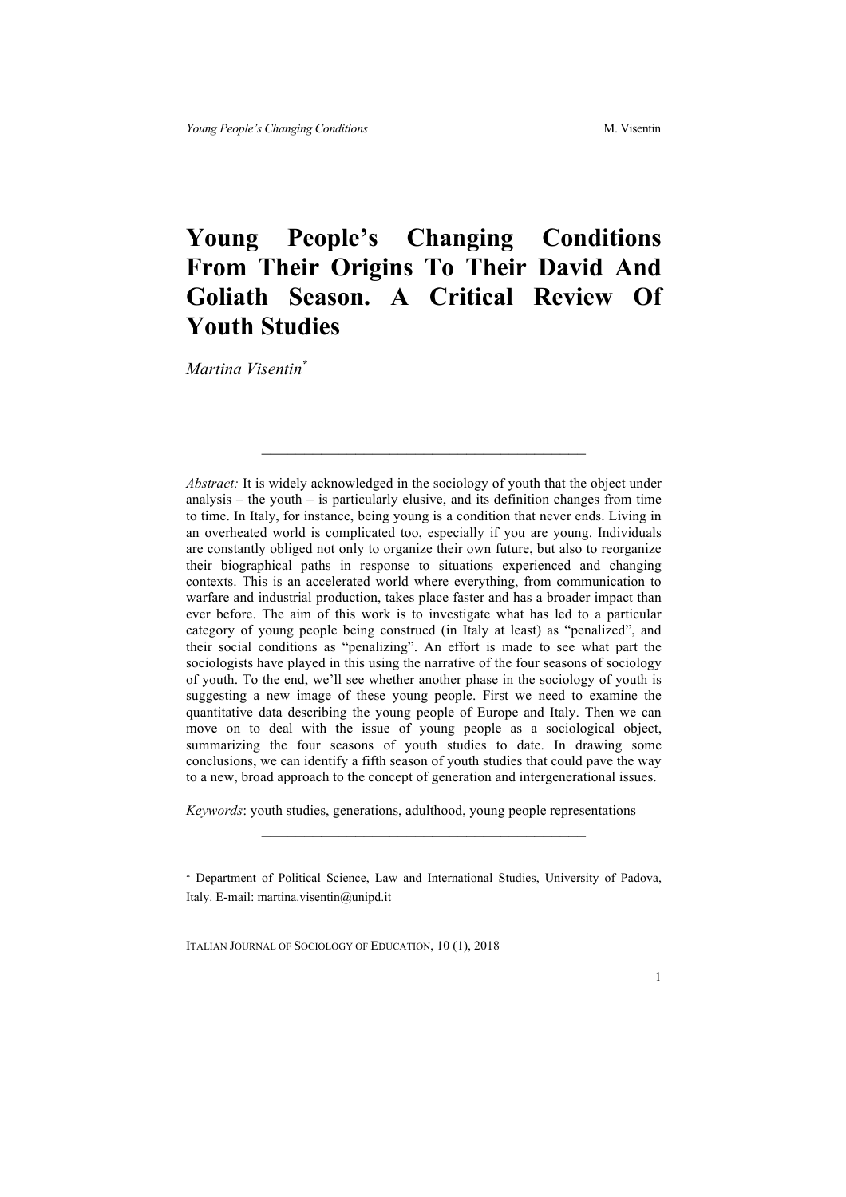# Young People's Changing Conditions From Their Origins To Their David And Goliath Season. A Critical Review Of Youth Studies

*Martina Visentin*[*]

---

*Abstract:* It is widely acknowledged in the sociology of youth that the object under analysis – the youth – is particularly elusive, and its definition changes from time to time. In Italy, for instance, being young is a condition that never ends. Living in an overheated world is complicated too, especially if you are young. Individuals are constantly obliged not only to organize their own future, but also to reorganize their biographical paths in response to situations experienced and changing contexts. This is an accelerated world where everything, from communication to warfare and industrial production, takes place faster and has a broader impact than ever before. The aim of this work is to investigate what has led to a particular category of young people being construed (in Italy at least) as "penalized", and their social conditions as "penalizing". An effort is made to see what part the sociologists have played in this using the narrative of the four seasons of sociology of youth. To the end, we'll see whether another phase in the sociology of youth is suggesting a new image of these young people. First we need to examine the quantitative data describing the young people of Europe and Italy. Then we can move on to deal with the issue of young people as a sociological object, summarizing the four seasons of youth studies to date. In drawing some conclusions, we can identify a fifth season of youth studies that could pave the way to a new, broad approach to the concept of generation and intergenerational issues.

*Keywords*: youth studies, generations, adulthood, young people representations

---

[*] Department of Political Science, Law and International Studies, University of Padova, Italy. E-mail: martina.visentin@unipd.it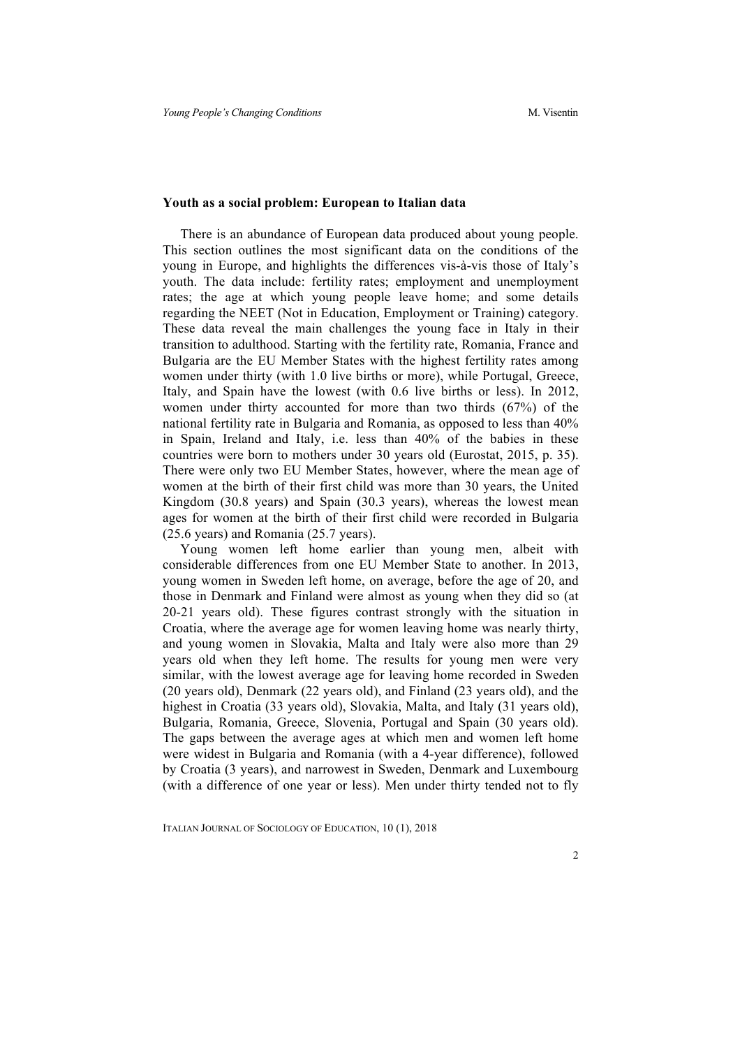## Youth as a social problem: European to Italian data

There is an abundance of European data produced about young people. This section outlines the most significant data on the conditions of the young in Europe, and highlights the differences vis-à-vis those of Italy's youth. The data include: fertility rates; employment and unemployment rates; the age at which young people leave home; and some details regarding the NEET (Not in Education, Employment or Training) category. These data reveal the main challenges the young face in Italy in their transition to adulthood. Starting with the fertility rate, Romania, France and Bulgaria are the EU Member States with the highest fertility rates among women under thirty (with 1.0 live births or more), while Portugal, Greece, Italy, and Spain have the lowest (with 0.6 live births or less). In 2012, women under thirty accounted for more than two thirds (67%) of the national fertility rate in Bulgaria and Romania, as opposed to less than 40% in Spain, Ireland and Italy, i.e. less than 40% of the babies in these countries were born to mothers under 30 years old (Eurostat, 2015, p. 35). There were only two EU Member States, however, where the mean age of women at the birth of their first child was more than 30 years, the United Kingdom (30.8 years) and Spain (30.3 years), whereas the lowest mean ages for women at the birth of their first child were recorded in Bulgaria (25.6 years) and Romania (25.7 years).

Young women left home earlier than young men, albeit with considerable differences from one EU Member State to another. In 2013, young women in Sweden left home, on average, before the age of 20, and those in Denmark and Finland were almost as young when they did so (at 20-21 years old). These figures contrast strongly with the situation in Croatia, where the average age for women leaving home was nearly thirty, and young women in Slovakia, Malta and Italy were also more than 29 years old when they left home. The results for young men were very similar, with the lowest average age for leaving home recorded in Sweden (20 years old), Denmark (22 years old), and Finland (23 years old), and the highest in Croatia (33 years old), Slovakia, Malta, and Italy (31 years old), Bulgaria, Romania, Greece, Slovenia, Portugal and Spain (30 years old). The gaps between the average ages at which men and women left home were widest in Bulgaria and Romania (with a 4-year difference), followed by Croatia (3 years), and narrowest in Sweden, Denmark and Luxembourg (with a difference of one year or less). Men under thirty tended not to fly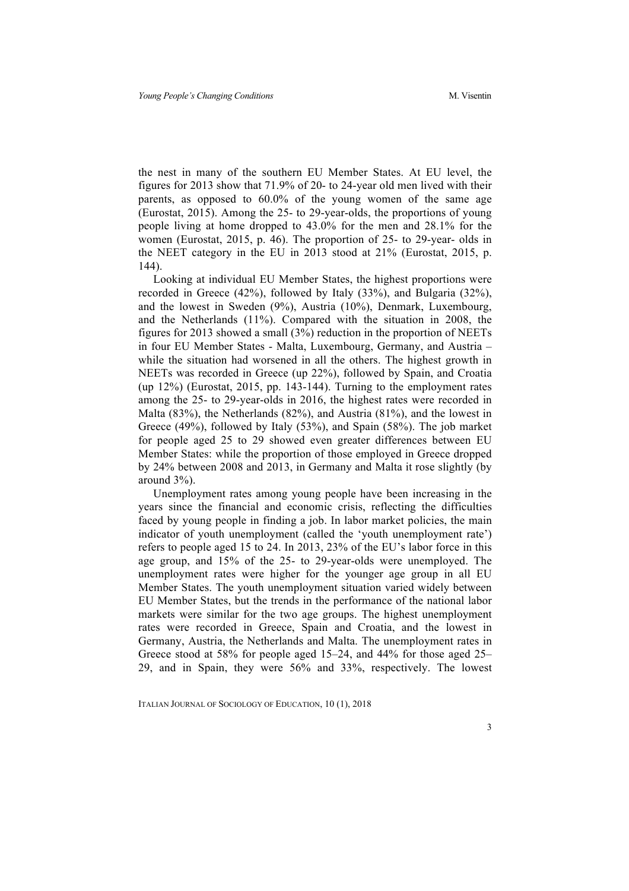the nest in many of the southern EU Member States. At EU level, the figures for 2013 show that 71.9% of 20- to 24-year old men lived with their parents, as opposed to 60.0% of the young women of the same age (Eurostat, 2015). Among the 25- to 29-year-olds, the proportions of young people living at home dropped to 43.0% for the men and 28.1% for the women (Eurostat, 2015, p. 46). The proportion of 25- to 29-year- olds in the NEET category in the EU in 2013 stood at 21% (Eurostat, 2015, p. 144).

Looking at individual EU Member States, the highest proportions were recorded in Greece (42%), followed by Italy (33%), and Bulgaria (32%), and the lowest in Sweden (9%), Austria (10%), Denmark, Luxembourg, and the Netherlands (11%). Compared with the situation in 2008, the figures for 2013 showed a small (3%) reduction in the proportion of NEETs in four EU Member States - Malta, Luxembourg, Germany, and Austria – while the situation had worsened in all the others. The highest growth in NEETs was recorded in Greece (up 22%), followed by Spain, and Croatia (up 12%) (Eurostat, 2015, pp. 143-144). Turning to the employment rates among the 25- to 29-year-olds in 2016, the highest rates were recorded in Malta (83%), the Netherlands (82%), and Austria (81%), and the lowest in Greece (49%), followed by Italy (53%), and Spain (58%). The job market for people aged 25 to 29 showed even greater differences between EU Member States: while the proportion of those employed in Greece dropped by 24% between 2008 and 2013, in Germany and Malta it rose slightly (by around 3%).

Unemployment rates among young people have been increasing in the years since the financial and economic crisis, reflecting the difficulties faced by young people in finding a job. In labor market policies, the main indicator of youth unemployment (called the 'youth unemployment rate') refers to people aged 15 to 24. In 2013, 23% of the EU's labor force in this age group, and 15% of the 25- to 29-year-olds were unemployed. The unemployment rates were higher for the younger age group in all EU Member States. The youth unemployment situation varied widely between EU Member States, but the trends in the performance of the national labor markets were similar for the two age groups. The highest unemployment rates were recorded in Greece, Spain and Croatia, and the lowest in Germany, Austria, the Netherlands and Malta. The unemployment rates in Greece stood at 58% for people aged 15–24, and 44% for those aged 25–29, and in Spain, they were 56% and 33%, respectively. The lowest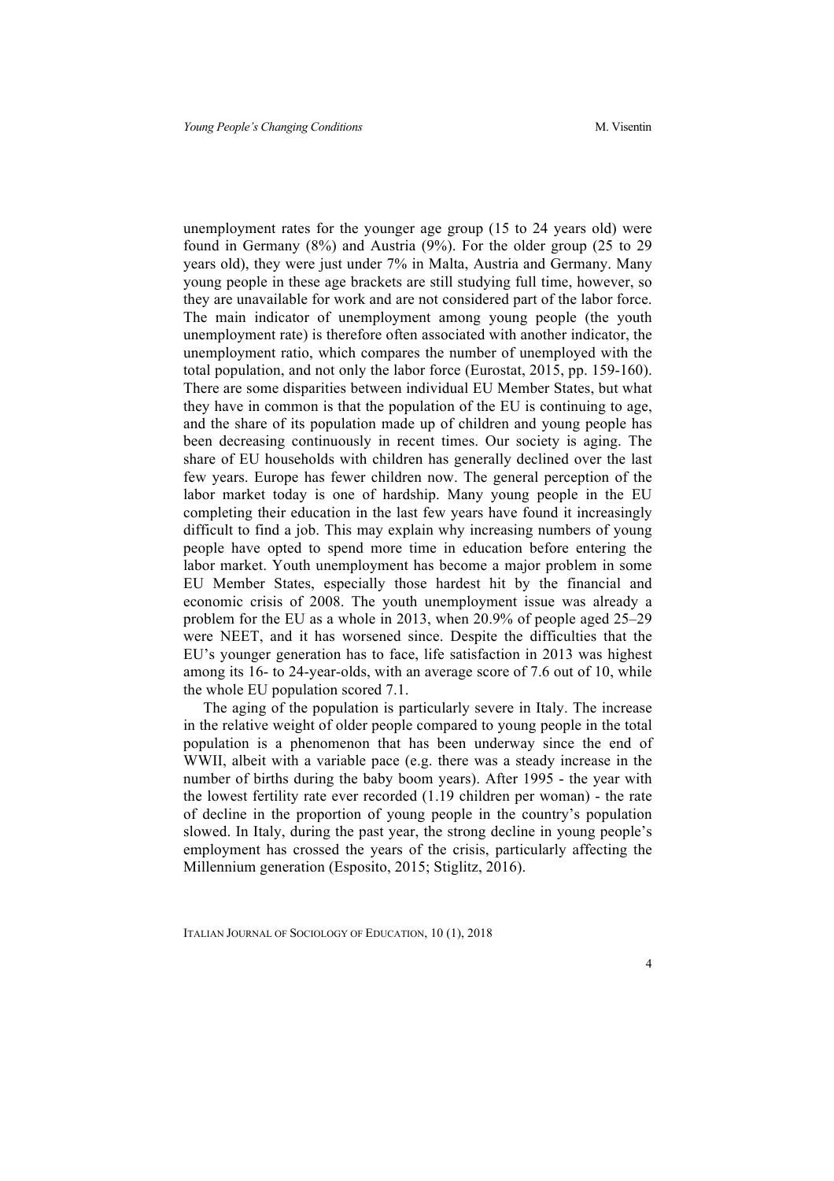unemployment rates for the younger age group (15 to 24 years old) were found in Germany (8%) and Austria (9%). For the older group (25 to 29 years old), they were just under 7% in Malta, Austria and Germany. Many young people in these age brackets are still studying full time, however, so they are unavailable for work and are not considered part of the labor force. The main indicator of unemployment among young people (the youth unemployment rate) is therefore often associated with another indicator, the unemployment ratio, which compares the number of unemployed with the total population, and not only the labor force (Eurostat, 2015, pp. 159-160). There are some disparities between individual EU Member States, but what they have in common is that the population of the EU is continuing to age, and the share of its population made up of children and young people has been decreasing continuously in recent times. Our society is aging. The share of EU households with children has generally declined over the last few years. Europe has fewer children now. The general perception of the labor market today is one of hardship. Many young people in the EU completing their education in the last few years have found it increasingly difficult to find a job. This may explain why increasing numbers of young people have opted to spend more time in education before entering the labor market. Youth unemployment has become a major problem in some EU Member States, especially those hardest hit by the financial and economic crisis of 2008. The youth unemployment issue was already a problem for the EU as a whole in 2013, when 20.9% of people aged 25–29 were NEET, and it has worsened since. Despite the difficulties that the EU's younger generation has to face, life satisfaction in 2013 was highest among its 16- to 24-year-olds, with an average score of 7.6 out of 10, while the whole EU population scored 7.1.

The aging of the population is particularly severe in Italy. The increase in the relative weight of older people compared to young people in the total population is a phenomenon that has been underway since the end of WWII, albeit with a variable pace (e.g. there was a steady increase in the number of births during the baby boom years). After 1995 - the year with the lowest fertility rate ever recorded (1.19 children per woman) - the rate of decline in the proportion of young people in the country's population slowed. In Italy, during the past year, the strong decline in young people's employment has crossed the years of the crisis, particularly affecting the Millennium generation (Esposito, 2015; Stiglitz, 2016).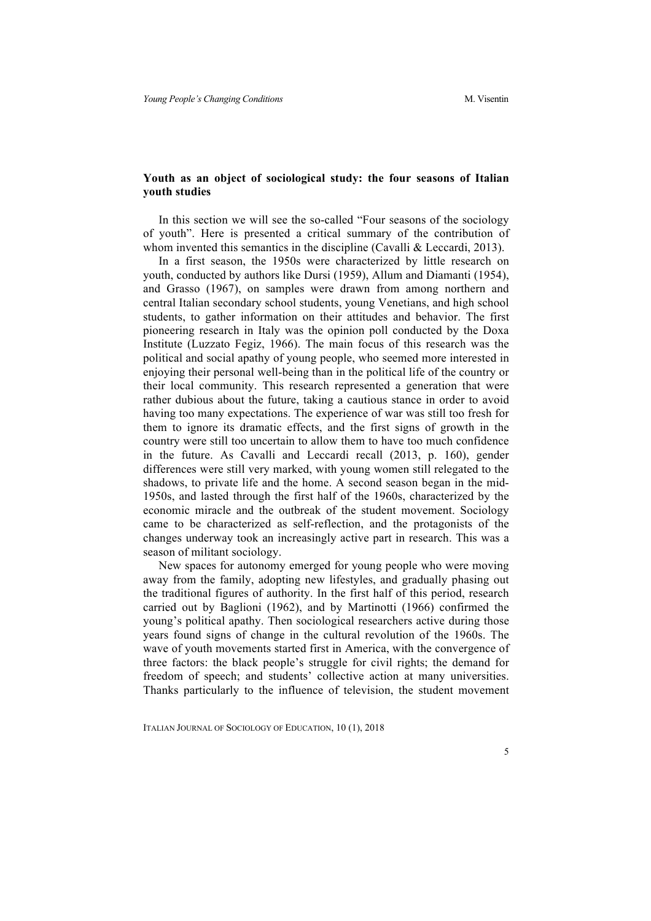### Youth as an object of sociological study: the four seasons of Italian youth studies

In this section we will see the so-called "Four seasons of the sociology of youth". Here is presented a critical summary of the contribution of whom invented this semantics in the discipline (Cavalli & Leccardi, 2013).

In a first season, the 1950s were characterized by little research on youth, conducted by authors like Dursi (1959), Allum and Diamanti (1954), and Grasso (1967), on samples were drawn from among northern and central Italian secondary school students, young Venetians, and high school students, to gather information on their attitudes and behavior. The first pioneering research in Italy was the opinion poll conducted by the Doxa Institute (Luzzato Fegiz, 1966). The main focus of this research was the political and social apathy of young people, who seemed more interested in enjoying their personal well-being than in the political life of the country or their local community. This research represented a generation that were rather dubious about the future, taking a cautious stance in order to avoid having too many expectations. The experience of war was still too fresh for them to ignore its dramatic effects, and the first signs of growth in the country were still too uncertain to allow them to have too much confidence in the future. As Cavalli and Leccardi recall (2013, p. 160), gender differences were still very marked, with young women still relegated to the shadows, to private life and the home. A second season began in the mid-1950s, and lasted through the first half of the 1960s, characterized by the economic miracle and the outbreak of the student movement. Sociology came to be characterized as self-reflection, and the protagonists of the changes underway took an increasingly active part in research. This was a season of militant sociology.

New spaces for autonomy emerged for young people who were moving away from the family, adopting new lifestyles, and gradually phasing out the traditional figures of authority. In the first half of this period, research carried out by Baglioni (1962), and by Martinotti (1966) confirmed the young's political apathy. Then sociological researchers active during those years found signs of change in the cultural revolution of the 1960s. The wave of youth movements started first in America, with the convergence of three factors: the black people's struggle for civil rights; the demand for freedom of speech; and students' collective action at many universities. Thanks particularly to the influence of television, the student movement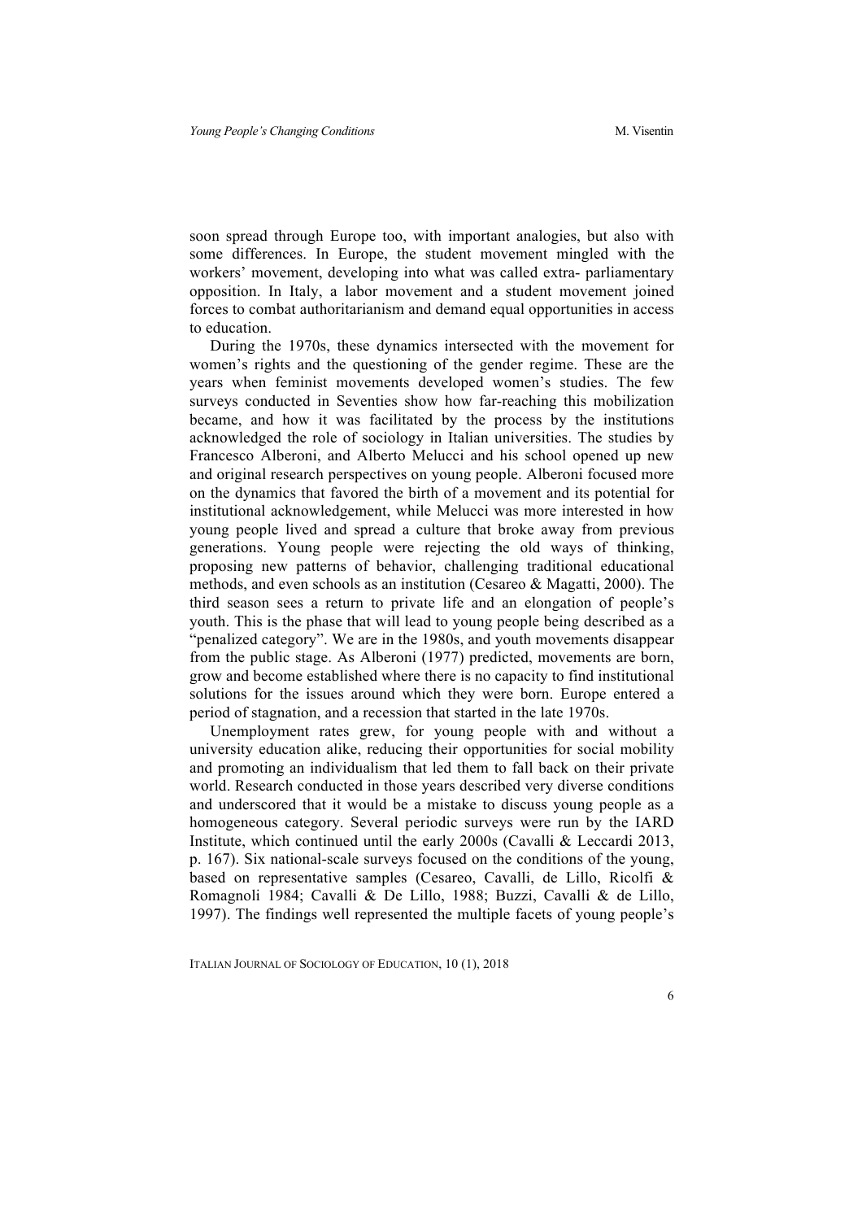soon spread through Europe too, with important analogies, but also with some differences. In Europe, the student movement mingled with the workers' movement, developing into what was called extra- parliamentary opposition. In Italy, a labor movement and a student movement joined forces to combat authoritarianism and demand equal opportunities in access to education.

During the 1970s, these dynamics intersected with the movement for women's rights and the questioning of the gender regime. These are the years when feminist movements developed women's studies. The few surveys conducted in Seventies show how far-reaching this mobilization became, and how it was facilitated by the process by the institutions acknowledged the role of sociology in Italian universities. The studies by Francesco Alberoni, and Alberto Melucci and his school opened up new and original research perspectives on young people. Alberoni focused more on the dynamics that favored the birth of a movement and its potential for institutional acknowledgement, while Melucci was more interested in how young people lived and spread a culture that broke away from previous generations. Young people were rejecting the old ways of thinking, proposing new patterns of behavior, challenging traditional educational methods, and even schools as an institution (Cesareo & Magatti, 2000). The third season sees a return to private life and an elongation of people's youth. This is the phase that will lead to young people being described as a "penalized category". We are in the 1980s, and youth movements disappear from the public stage. As Alberoni (1977) predicted, movements are born, grow and become established where there is no capacity to find institutional solutions for the issues around which they were born. Europe entered a period of stagnation, and a recession that started in the late 1970s.

Unemployment rates grew, for young people with and without a university education alike, reducing their opportunities for social mobility and promoting an individualism that led them to fall back on their private world. Research conducted in those years described very diverse conditions and underscored that it would be a mistake to discuss young people as a homogeneous category. Several periodic surveys were run by the IARD Institute, which continued until the early 2000s (Cavalli & Leccardi 2013, p. 167). Six national-scale surveys focused on the conditions of the young, based on representative samples (Cesareo, Cavalli, de Lillo, Ricolfi & Romagnoli 1984; Cavalli & De Lillo, 1988; Buzzi, Cavalli & de Lillo, 1997). The findings well represented the multiple facets of young people's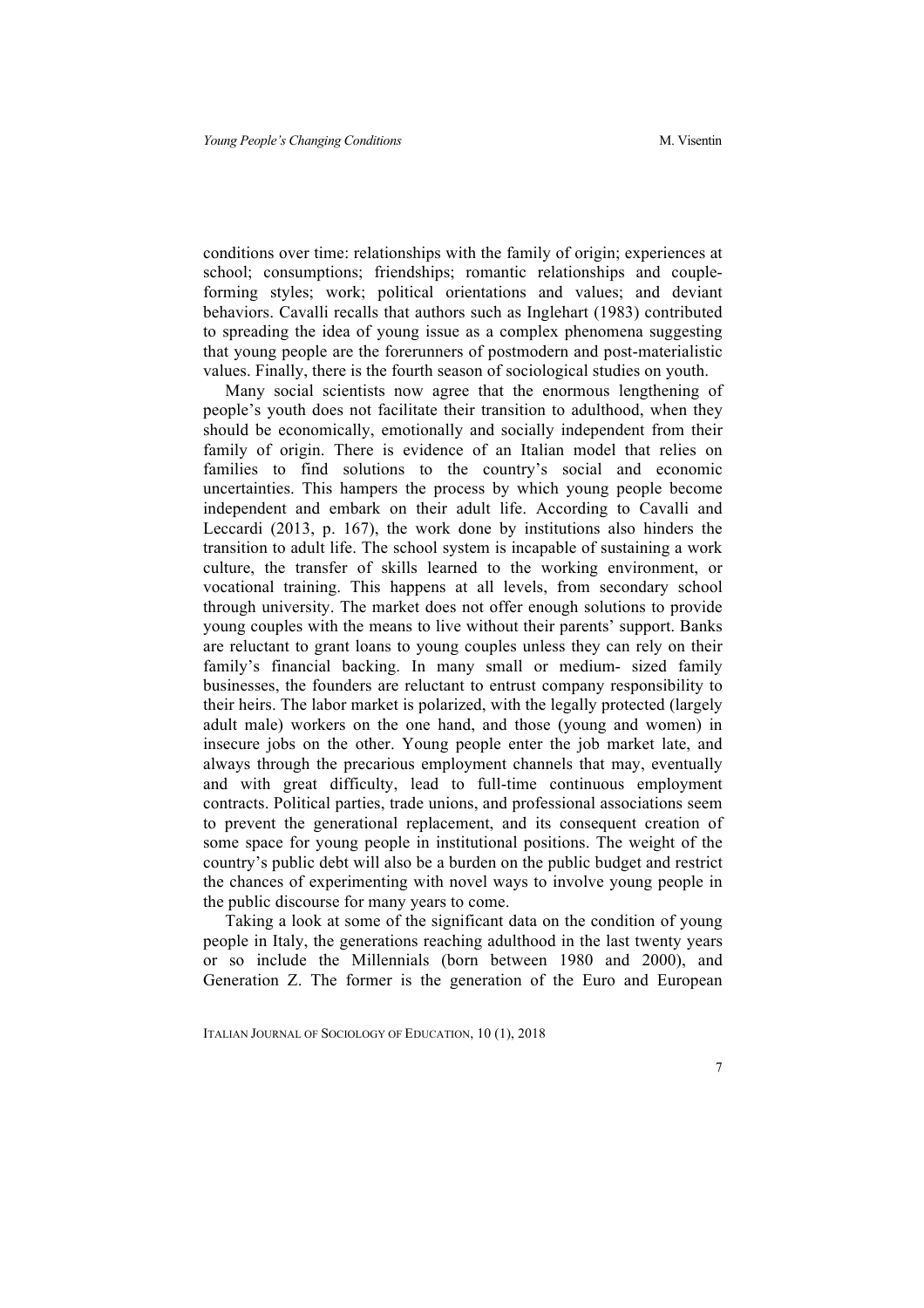conditions over time: relationships with the family of origin; experiences at school; consumptions; friendships; romantic relationships and couple-forming styles; work; political orientations and values; and deviant behaviors. Cavalli recalls that authors such as Inglehart (1983) contributed to spreading the idea of young issue as a complex phenomena suggesting that young people are the forerunners of postmodern and post-materialistic values. Finally, there is the fourth season of sociological studies on youth.

Many social scientists now agree that the enormous lengthening of people's youth does not facilitate their transition to adulthood, when they should be economically, emotionally and socially independent from their family of origin. There is evidence of an Italian model that relies on families to find solutions to the country's social and economic uncertainties. This hampers the process by which young people become independent and embark on their adult life. According to Cavalli and Leccardi (2013, p. 167), the work done by institutions also hinders the transition to adult life. The school system is incapable of sustaining a work culture, the transfer of skills learned to the working environment, or vocational training. This happens at all levels, from secondary school through university. The market does not offer enough solutions to provide young couples with the means to live without their parents' support. Banks are reluctant to grant loans to young couples unless they can rely on their family's financial backing. In many small or medium- sized family businesses, the founders are reluctant to entrust company responsibility to their heirs. The labor market is polarized, with the legally protected (largely adult male) workers on the one hand, and those (young and women) in insecure jobs on the other. Young people enter the job market late, and always through the precarious employment channels that may, eventually and with great difficulty, lead to full-time continuous employment contracts. Political parties, trade unions, and professional associations seem to prevent the generational replacement, and its consequent creation of some space for young people in institutional positions. The weight of the country's public debt will also be a burden on the public budget and restrict the chances of experimenting with novel ways to involve young people in the public discourse for many years to come.

Taking a look at some of the significant data on the condition of young people in Italy, the generations reaching adulthood in the last twenty years or so include the Millennials (born between 1980 and 2000), and Generation Z. The former is the generation of the Euro and European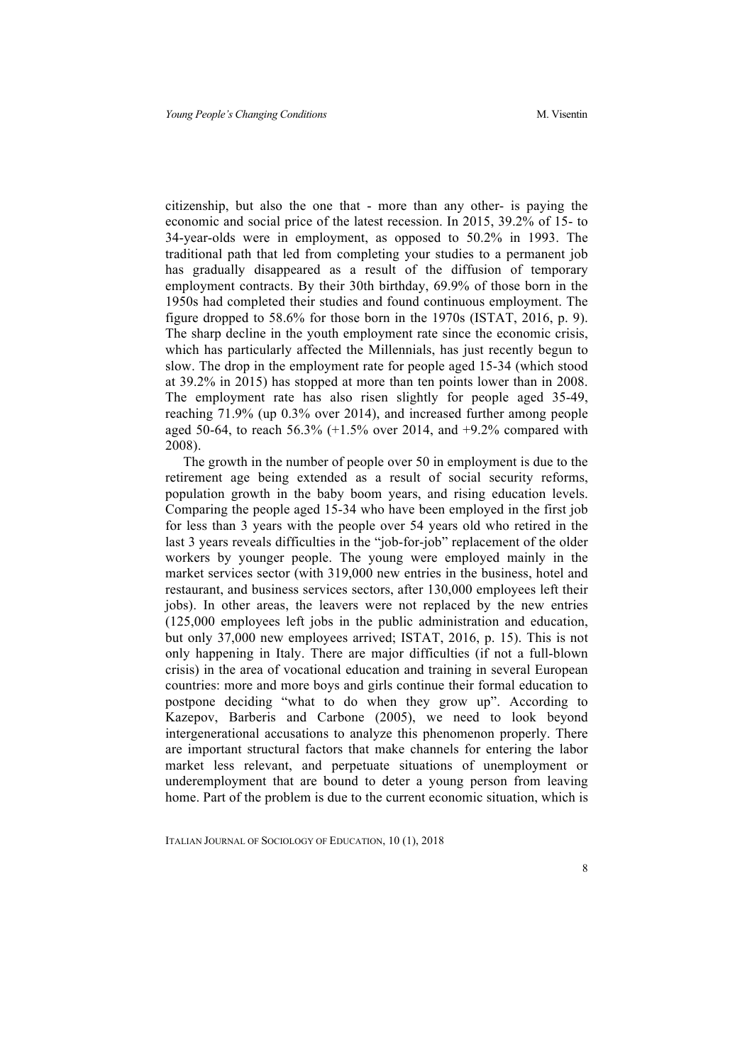citizenship, but also the one that - more than any other- is paying the economic and social price of the latest recession. In 2015, 39.2% of 15- to 34-year-olds were in employment, as opposed to 50.2% in 1993. The traditional path that led from completing your studies to a permanent job has gradually disappeared as a result of the diffusion of temporary employment contracts. By their 30th birthday, 69.9% of those born in the 1950s had completed their studies and found continuous employment. The figure dropped to 58.6% for those born in the 1970s (ISTAT, 2016, p. 9). The sharp decline in the youth employment rate since the economic crisis, which has particularly affected the Millennials, has just recently begun to slow. The drop in the employment rate for people aged 15-34 (which stood at 39.2% in 2015) has stopped at more than ten points lower than in 2008. The employment rate has also risen slightly for people aged 35-49, reaching 71.9% (up 0.3% over 2014), and increased further among people aged 50-64, to reach 56.3% (+1.5% over 2014, and +9.2% compared with 2008).

The growth in the number of people over 50 in employment is due to the retirement age being extended as a result of social security reforms, population growth in the baby boom years, and rising education levels. Comparing the people aged 15-34 who have been employed in the first job for less than 3 years with the people over 54 years old who retired in the last 3 years reveals difficulties in the "job-for-job" replacement of the older workers by younger people. The young were employed mainly in the market services sector (with 319,000 new entries in the business, hotel and restaurant, and business services sectors, after 130,000 employees left their jobs). In other areas, the leavers were not replaced by the new entries (125,000 employees left jobs in the public administration and education, but only 37,000 new employees arrived; ISTAT, 2016, p. 15). This is not only happening in Italy. There are major difficulties (if not a full-blown crisis) in the area of vocational education and training in several European countries: more and more boys and girls continue their formal education to postpone deciding "what to do when they grow up". According to Kazepov, Barberis and Carbone (2005), we need to look beyond intergenerational accusations to analyze this phenomenon properly. There are important structural factors that make channels for entering the labor market less relevant, and perpetuate situations of unemployment or underemployment that are bound to deter a young person from leaving home. Part of the problem is due to the current economic situation, which is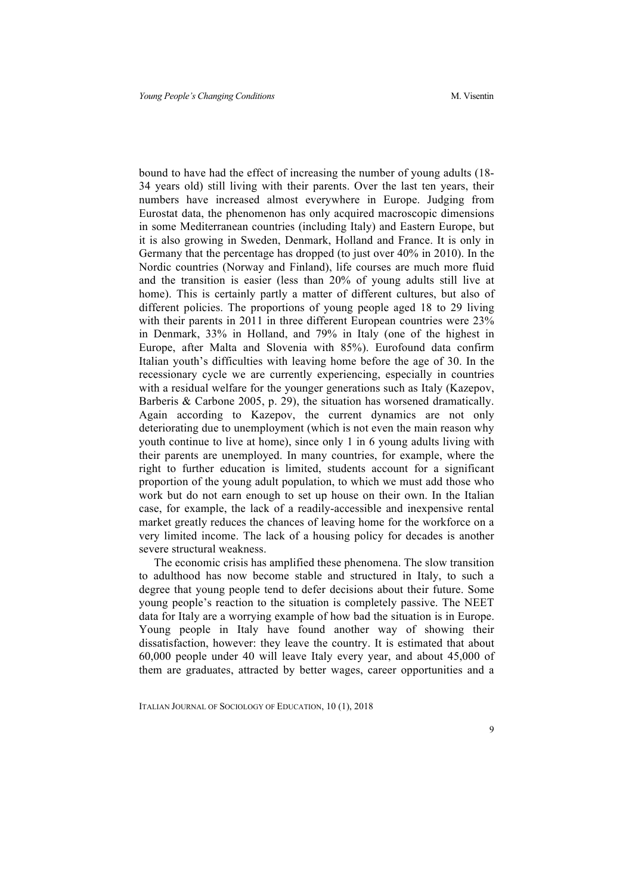bound to have had the effect of increasing the number of young adults (18-34 years old) still living with their parents. Over the last ten years, their numbers have increased almost everywhere in Europe. Judging from Eurostat data, the phenomenon has only acquired macroscopic dimensions in some Mediterranean countries (including Italy) and Eastern Europe, but it is also growing in Sweden, Denmark, Holland and France. It is only in Germany that the percentage has dropped (to just over 40% in 2010). In the Nordic countries (Norway and Finland), life courses are much more fluid and the transition is easier (less than 20% of young adults still live at home). This is certainly partly a matter of different cultures, but also of different policies. The proportions of young people aged 18 to 29 living with their parents in 2011 in three different European countries were 23% in Denmark, 33% in Holland, and 79% in Italy (one of the highest in Europe, after Malta and Slovenia with 85%). Eurofound data confirm Italian youth's difficulties with leaving home before the age of 30. In the recessionary cycle we are currently experiencing, especially in countries with a residual welfare for the younger generations such as Italy (Kazepov, Barberis & Carbone 2005, p. 29), the situation has worsened dramatically. Again according to Kazepov, the current dynamics are not only deteriorating due to unemployment (which is not even the main reason why youth continue to live at home), since only 1 in 6 young adults living with their parents are unemployed. In many countries, for example, where the right to further education is limited, students account for a significant proportion of the young adult population, to which we must add those who work but do not earn enough to set up house on their own. In the Italian case, for example, the lack of a readily-accessible and inexpensive rental market greatly reduces the chances of leaving home for the workforce on a very limited income. The lack of a housing policy for decades is another severe structural weakness.

The economic crisis has amplified these phenomena. The slow transition to adulthood has now become stable and structured in Italy, to such a degree that young people tend to defer decisions about their future. Some young people's reaction to the situation is completely passive. The NEET data for Italy are a worrying example of how bad the situation is in Europe. Young people in Italy have found another way of showing their dissatisfaction, however: they leave the country. It is estimated that about 60,000 people under 40 will leave Italy every year, and about 45,000 of them are graduates, attracted by better wages, career opportunities and a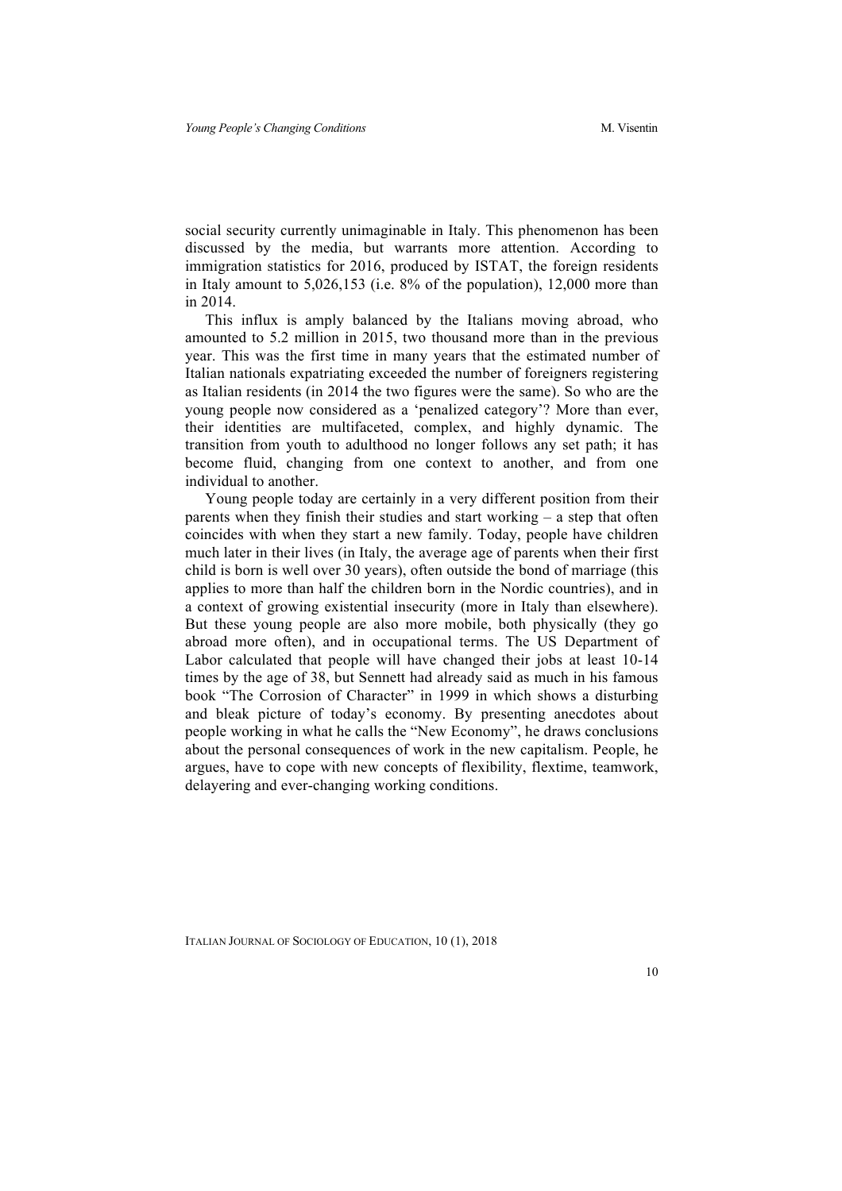social security currently unimaginable in Italy. This phenomenon has been discussed by the media, but warrants more attention. According to immigration statistics for 2016, produced by ISTAT, the foreign residents in Italy amount to 5,026,153 (i.e. 8% of the population), 12,000 more than in 2014.

This influx is amply balanced by the Italians moving abroad, who amounted to 5.2 million in 2015, two thousand more than in the previous year. This was the first time in many years that the estimated number of Italian nationals expatriating exceeded the number of foreigners registering as Italian residents (in 2014 the two figures were the same). So who are the young people now considered as a 'penalized category'? More than ever, their identities are multifaceted, complex, and highly dynamic. The transition from youth to adulthood no longer follows any set path; it has become fluid, changing from one context to another, and from one individual to another.

Young people today are certainly in a very different position from their parents when they finish their studies and start working – a step that often coincides with when they start a new family. Today, people have children much later in their lives (in Italy, the average age of parents when their first child is born is well over 30 years), often outside the bond of marriage (this applies to more than half the children born in the Nordic countries), and in a context of growing existential insecurity (more in Italy than elsewhere). But these young people are also more mobile, both physically (they go abroad more often), and in occupational terms. The US Department of Labor calculated that people will have changed their jobs at least 10-14 times by the age of 38, but Sennett had already said as much in his famous book "The Corrosion of Character" in 1999 in which shows a disturbing and bleak picture of today's economy. By presenting anecdotes about people working in what he calls the "New Economy", he draws conclusions about the personal consequences of work in the new capitalism. People, he argues, have to cope with new concepts of flexibility, flextime, teamwork, delayering and ever-changing working conditions.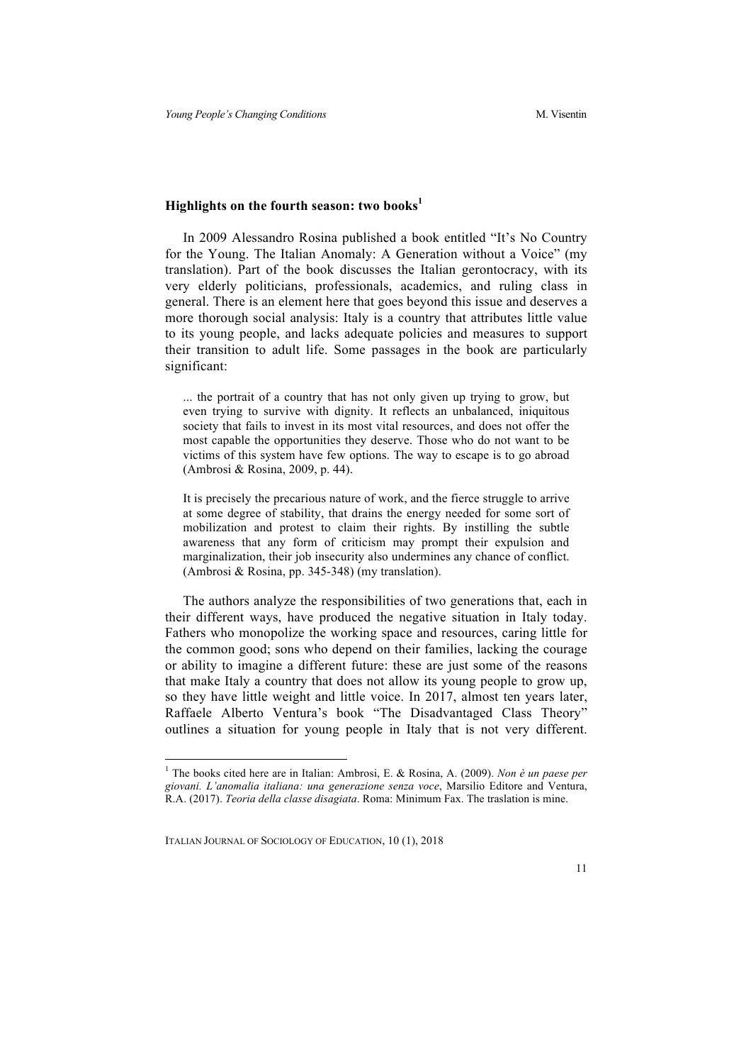## Highlights on the fourth season: two books[1]

In 2009 Alessandro Rosina published a book entitled "It's No Country for the Young. The Italian Anomaly: A Generation without a Voice" (my translation). Part of the book discusses the Italian gerontocracy, with its very elderly politicians, professionals, academics, and ruling class in general. There is an element here that goes beyond this issue and deserves a more thorough social analysis: Italy is a country that attributes little value to its young people, and lacks adequate policies and measures to support their transition to adult life. Some passages in the book are particularly significant:

> ... the portrait of a country that has not only given up trying to grow, but even trying to survive with dignity. It reflects an unbalanced, iniquitous society that fails to invest in its most vital resources, and does not offer the most capable the opportunities they deserve. Those who do not want to be victims of this system have few options. The way to escape is to go abroad (Ambrosi & Rosina, 2009, p. 44).

> It is precisely the precarious nature of work, and the fierce struggle to arrive at some degree of stability, that drains the energy needed for some sort of mobilization and protest to claim their rights. By instilling the subtle awareness that any form of criticism may prompt their expulsion and marginalization, their job insecurity also undermines any chance of conflict. (Ambrosi & Rosina, pp. 345-348) (my translation).

The authors analyze the responsibilities of two generations that, each in their different ways, have produced the negative situation in Italy today. Fathers who monopolize the working space and resources, caring little for the common good; sons who depend on their families, lacking the courage or ability to imagine a different future: these are just some of the reasons that make Italy a country that does not allow its young people to grow up, so they have little weight and little voice. In 2017, almost ten years later, Raffaele Alberto Ventura's book "The Disadvantaged Class Theory" outlines a situation for young people in Italy that is not very different.

[1] The books cited here are in Italian: Ambrosi, E. & Rosina, A. (2009). *Non è un paese per giovani. L'anomalia italiana: una generazione senza voce*, Marsilio Editore and Ventura, R.A. (2017). *Teoria della classe disagiata*. Roma: Minimum Fax. The traslation is mine.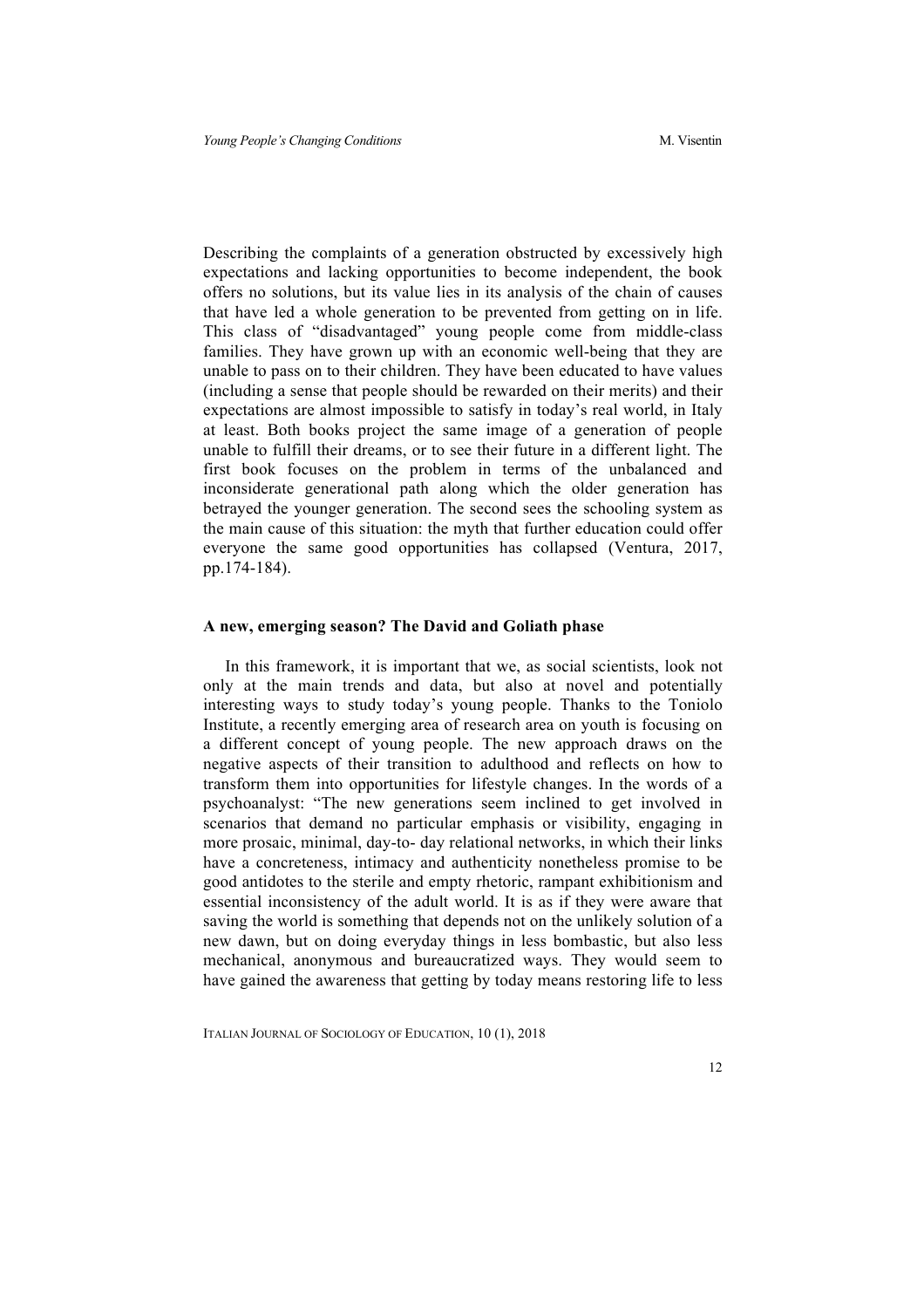Describing the complaints of a generation obstructed by excessively high expectations and lacking opportunities to become independent, the book offers no solutions, but its value lies in its analysis of the chain of causes that have led a whole generation to be prevented from getting on in life. This class of "disadvantaged" young people come from middle-class families. They have grown up with an economic well-being that they are unable to pass on to their children. They have been educated to have values (including a sense that people should be rewarded on their merits) and their expectations are almost impossible to satisfy in today's real world, in Italy at least. Both books project the same image of a generation of people unable to fulfill their dreams, or to see their future in a different light. The first book focuses on the problem in terms of the unbalanced and inconsiderate generational path along which the older generation has betrayed the younger generation. The second sees the schooling system as the main cause of this situation: the myth that further education could offer everyone the same good opportunities has collapsed (Ventura, 2017, pp.174-184).

### A new, emerging season? The David and Goliath phase

In this framework, it is important that we, as social scientists, look not only at the main trends and data, but also at novel and potentially interesting ways to study today's young people. Thanks to the Toniolo Institute, a recently emerging area of research area on youth is focusing on a different concept of young people. The new approach draws on the negative aspects of their transition to adulthood and reflects on how to transform them into opportunities for lifestyle changes. In the words of a psychoanalyst: "The new generations seem inclined to get involved in scenarios that demand no particular emphasis or visibility, engaging in more prosaic, minimal, day-to- day relational networks, in which their links have a concreteness, intimacy and authenticity nonetheless promise to be good antidotes to the sterile and empty rhetoric, rampant exhibitionism and essential inconsistency of the adult world. It is as if they were aware that saving the world is something that depends not on the unlikely solution of a new dawn, but on doing everyday things in less bombastic, but also less mechanical, anonymous and bureaucratized ways. They would seem to have gained the awareness that getting by today means restoring life to less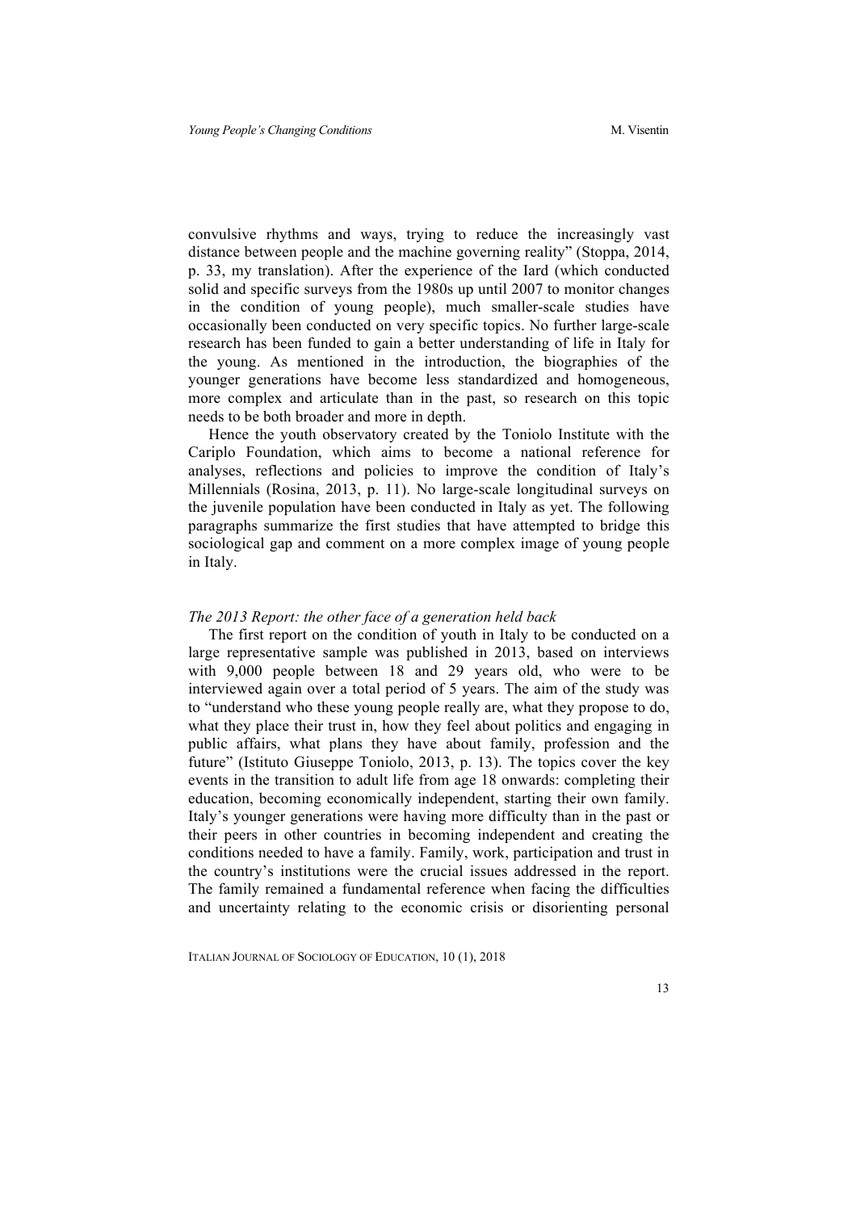convulsive rhythms and ways, trying to reduce the increasingly vast distance between people and the machine governing reality" (Stoppa, 2014, p. 33, my translation). After the experience of the Iard (which conducted solid and specific surveys from the 1980s up until 2007 to monitor changes in the condition of young people), much smaller-scale studies have occasionally been conducted on very specific topics. No further large-scale research has been funded to gain a better understanding of life in Italy for the young. As mentioned in the introduction, the biographies of the younger generations have become less standardized and homogeneous, more complex and articulate than in the past, so research on this topic needs to be both broader and more in depth.

Hence the youth observatory created by the Toniolo Institute with the Cariplo Foundation, which aims to become a national reference for analyses, reflections and policies to improve the condition of Italy's Millennials (Rosina, 2013, p. 11). No large-scale longitudinal surveys on the juvenile population have been conducted in Italy as yet. The following paragraphs summarize the first studies that have attempted to bridge this sociological gap and comment on a more complex image of young people in Italy.

### *The 2013 Report: the other face of a generation held back*

The first report on the condition of youth in Italy to be conducted on a large representative sample was published in 2013, based on interviews with 9,000 people between 18 and 29 years old, who were to be interviewed again over a total period of 5 years. The aim of the study was to "understand who these young people really are, what they propose to do, what they place their trust in, how they feel about politics and engaging in public affairs, what plans they have about family, profession and the future" (Istituto Giuseppe Toniolo, 2013, p. 13). The topics cover the key events in the transition to adult life from age 18 onwards: completing their education, becoming economically independent, starting their own family. Italy's younger generations were having more difficulty than in the past or their peers in other countries in becoming independent and creating the conditions needed to have a family. Family, work, participation and trust in the country's institutions were the crucial issues addressed in the report. The family remained a fundamental reference when facing the difficulties and uncertainty relating to the economic crisis or disorienting personal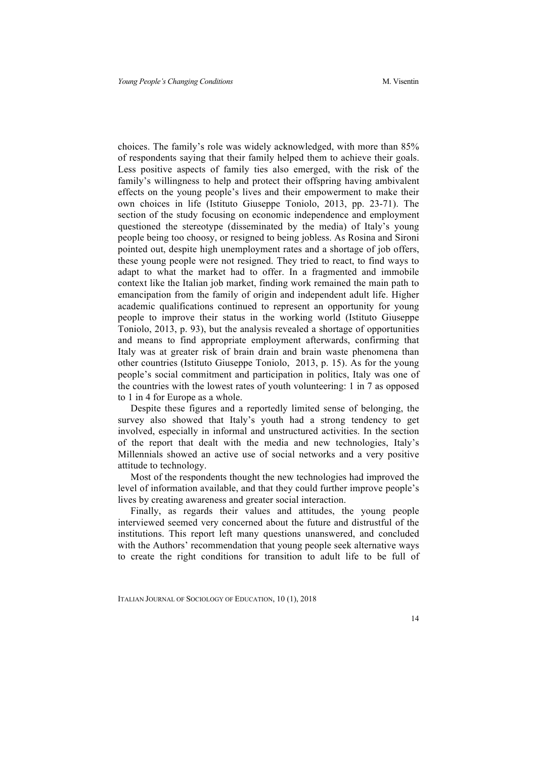choices. The family's role was widely acknowledged, with more than 85% of respondents saying that their family helped them to achieve their goals. Less positive aspects of family ties also emerged, with the risk of the family's willingness to help and protect their offspring having ambivalent effects on the young people's lives and their empowerment to make their own choices in life (Istituto Giuseppe Toniolo, 2013, pp. 23-71). The section of the study focusing on economic independence and employment questioned the stereotype (disseminated by the media) of Italy's young people being too choosy, or resigned to being jobless. As Rosina and Sironi pointed out, despite high unemployment rates and a shortage of job offers, these young people were not resigned. They tried to react, to find ways to adapt to what the market had to offer. In a fragmented and immobile context like the Italian job market, finding work remained the main path to emancipation from the family of origin and independent adult life. Higher academic qualifications continued to represent an opportunity for young people to improve their status in the working world (Istituto Giuseppe Toniolo, 2013, p. 93), but the analysis revealed a shortage of opportunities and means to find appropriate employment afterwards, confirming that Italy was at greater risk of brain drain and brain waste phenomena than other countries (Istituto Giuseppe Toniolo, 2013, p. 15). As for the young people's social commitment and participation in politics, Italy was one of the countries with the lowest rates of youth volunteering: 1 in 7 as opposed to 1 in 4 for Europe as a whole.

Despite these figures and a reportedly limited sense of belonging, the survey also showed that Italy's youth had a strong tendency to get involved, especially in informal and unstructured activities. In the section of the report that dealt with the media and new technologies, Italy's Millennials showed an active use of social networks and a very positive attitude to technology.

Most of the respondents thought the new technologies had improved the level of information available, and that they could further improve people's lives by creating awareness and greater social interaction.

Finally, as regards their values and attitudes, the young people interviewed seemed very concerned about the future and distrustful of the institutions. This report left many questions unanswered, and concluded with the Authors' recommendation that young people seek alternative ways to create the right conditions for transition to adult life to be full of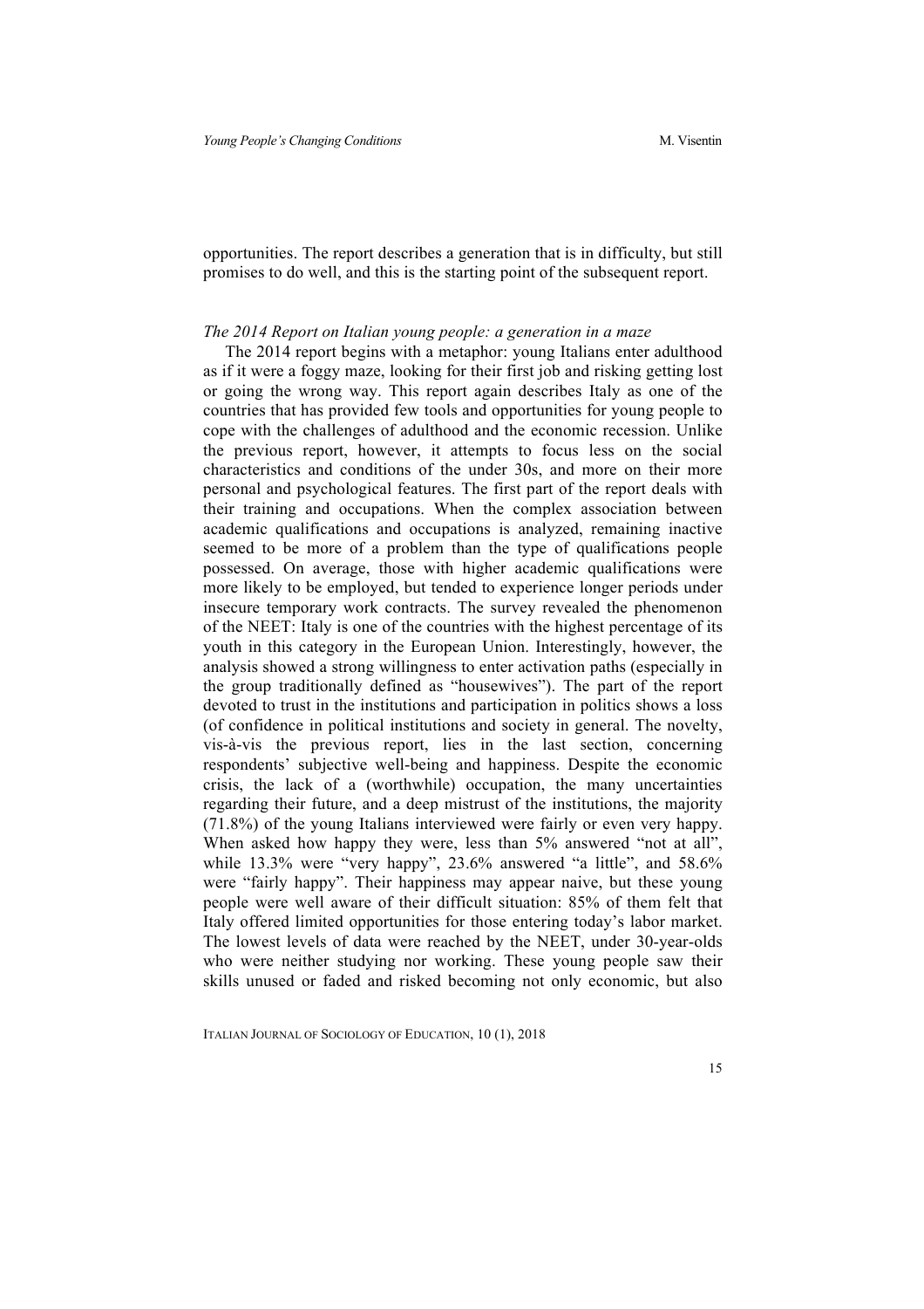opportunities. The report describes a generation that is in difficulty, but still promises to do well, and this is the starting point of the subsequent report.

*The 2014 Report on Italian young people: a generation in a maze*

The 2014 report begins with a metaphor: young Italians enter adulthood as if it were a foggy maze, looking for their first job and risking getting lost or going the wrong way. This report again describes Italy as one of the countries that has provided few tools and opportunities for young people to cope with the challenges of adulthood and the economic recession. Unlike the previous report, however, it attempts to focus less on the social characteristics and conditions of the under 30s, and more on their more personal and psychological features. The first part of the report deals with their training and occupations. When the complex association between academic qualifications and occupations is analyzed, remaining inactive seemed to be more of a problem than the type of qualifications people possessed. On average, those with higher academic qualifications were more likely to be employed, but tended to experience longer periods under insecure temporary work contracts. The survey revealed the phenomenon of the NEET: Italy is one of the countries with the highest percentage of its youth in this category in the European Union. Interestingly, however, the analysis showed a strong willingness to enter activation paths (especially in the group traditionally defined as "housewives"). The part of the report devoted to trust in the institutions and participation in politics shows a loss (of confidence in political institutions and society in general. The novelty, vis-à-vis the previous report, lies in the last section, concerning respondents' subjective well-being and happiness. Despite the economic crisis, the lack of a (worthwhile) occupation, the many uncertainties regarding their future, and a deep mistrust of the institutions, the majority (71.8%) of the young Italians interviewed were fairly or even very happy. When asked how happy they were, less than 5% answered "not at all", while 13.3% were "very happy", 23.6% answered "a little", and 58.6% were "fairly happy". Their happiness may appear naive, but these young people were well aware of their difficult situation: 85% of them felt that Italy offered limited opportunities for those entering today's labor market. The lowest levels of data were reached by the NEET, under 30-year-olds who were neither studying nor working. These young people saw their skills unused or faded and risked becoming not only economic, but also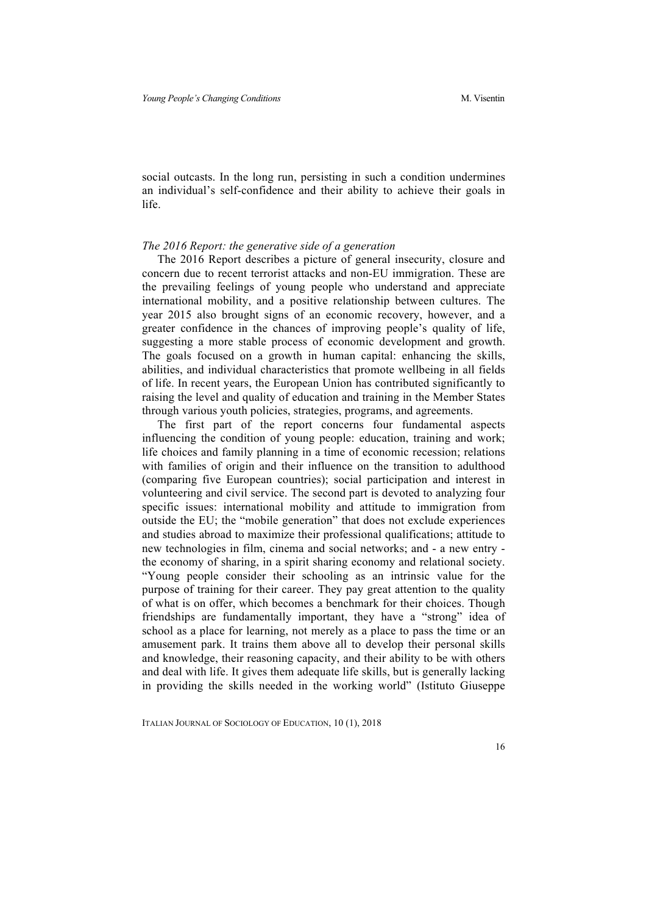social outcasts. In the long run, persisting in such a condition undermines an individual's self-confidence and their ability to achieve their goals in life.

*The 2016 Report: the generative side of a generation*

The 2016 Report describes a picture of general insecurity, closure and concern due to recent terrorist attacks and non-EU immigration. These are the prevailing feelings of young people who understand and appreciate international mobility, and a positive relationship between cultures. The year 2015 also brought signs of an economic recovery, however, and a greater confidence in the chances of improving people's quality of life, suggesting a more stable process of economic development and growth. The goals focused on a growth in human capital: enhancing the skills, abilities, and individual characteristics that promote wellbeing in all fields of life. In recent years, the European Union has contributed significantly to raising the level and quality of education and training in the Member States through various youth policies, strategies, programs, and agreements.

The first part of the report concerns four fundamental aspects influencing the condition of young people: education, training and work; life choices and family planning in a time of economic recession; relations with families of origin and their influence on the transition to adulthood (comparing five European countries); social participation and interest in volunteering and civil service. The second part is devoted to analyzing four specific issues: international mobility and attitude to immigration from outside the EU; the "mobile generation" that does not exclude experiences and studies abroad to maximize their professional qualifications; attitude to new technologies in film, cinema and social networks; and - a new entry - the economy of sharing, in a spirit sharing economy and relational society. "Young people consider their schooling as an intrinsic value for the purpose of training for their career. They pay great attention to the quality of what is on offer, which becomes a benchmark for their choices. Though friendships are fundamentally important, they have a "strong" idea of school as a place for learning, not merely as a place to pass the time or an amusement park. It trains them above all to develop their personal skills and knowledge, their reasoning capacity, and their ability to be with others and deal with life. It gives them adequate life skills, but is generally lacking in providing the skills needed in the working world" (Istituto Giuseppe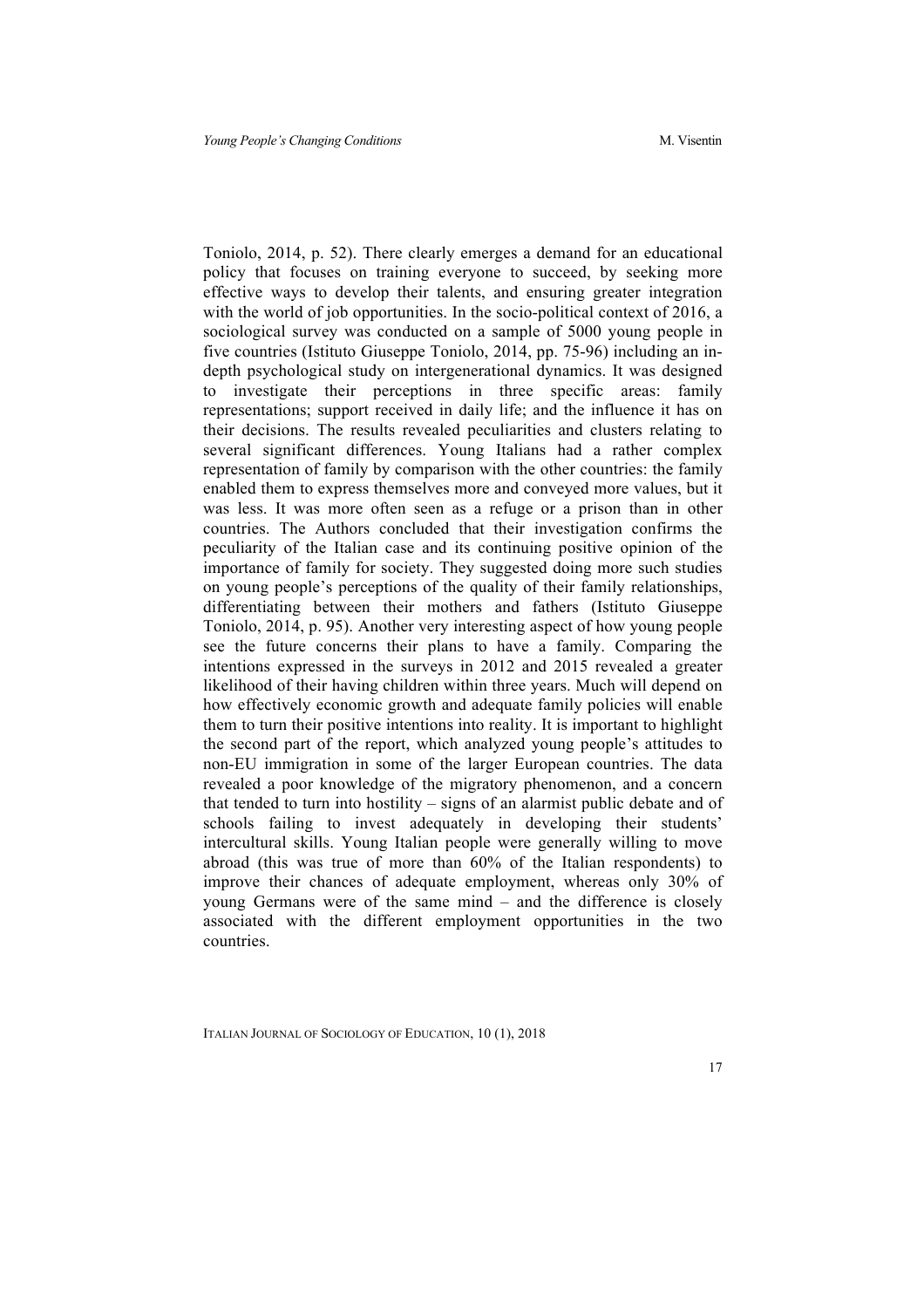Toniolo, 2014, p. 52). There clearly emerges a demand for an educational policy that focuses on training everyone to succeed, by seeking more effective ways to develop their talents, and ensuring greater integration with the world of job opportunities. In the socio-political context of 2016, a sociological survey was conducted on a sample of 5000 young people in five countries (Istituto Giuseppe Toniolo, 2014, pp. 75-96) including an in-depth psychological study on intergenerational dynamics. It was designed to investigate their perceptions in three specific areas: family representations; support received in daily life; and the influence it has on their decisions. The results revealed peculiarities and clusters relating to several significant differences. Young Italians had a rather complex representation of family by comparison with the other countries: the family enabled them to express themselves more and conveyed more values, but it was less. It was more often seen as a refuge or a prison than in other countries. The Authors concluded that their investigation confirms the peculiarity of the Italian case and its continuing positive opinion of the importance of family for society. They suggested doing more such studies on young people's perceptions of the quality of their family relationships, differentiating between their mothers and fathers (Istituto Giuseppe Toniolo, 2014, p. 95). Another very interesting aspect of how young people see the future concerns their plans to have a family. Comparing the intentions expressed in the surveys in 2012 and 2015 revealed a greater likelihood of their having children within three years. Much will depend on how effectively economic growth and adequate family policies will enable them to turn their positive intentions into reality. It is important to highlight the second part of the report, which analyzed young people's attitudes to non-EU immigration in some of the larger European countries. The data revealed a poor knowledge of the migratory phenomenon, and a concern that tended to turn into hostility – signs of an alarmist public debate and of schools failing to invest adequately in developing their students' intercultural skills. Young Italian people were generally willing to move abroad (this was true of more than 60% of the Italian respondents) to improve their chances of adequate employment, whereas only 30% of young Germans were of the same mind – and the difference is closely associated with the different employment opportunities in the two countries.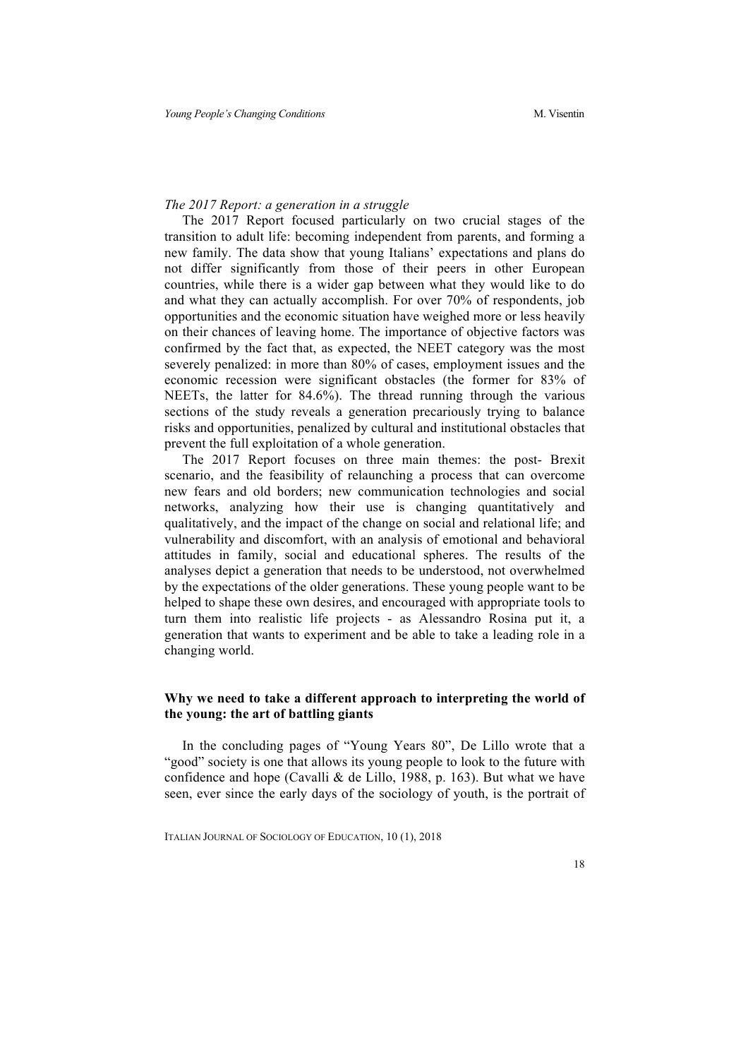*The 2017 Report: a generation in a struggle*

The 2017 Report focused particularly on two crucial stages of the transition to adult life: becoming independent from parents, and forming a new family. The data show that young Italians' expectations and plans do not differ significantly from those of their peers in other European countries, while there is a wider gap between what they would like to do and what they can actually accomplish. For over 70% of respondents, job opportunities and the economic situation have weighed more or less heavily on their chances of leaving home. The importance of objective factors was confirmed by the fact that, as expected, the NEET category was the most severely penalized: in more than 80% of cases, employment issues and the economic recession were significant obstacles (the former for 83% of NEETs, the latter for 84.6%). The thread running through the various sections of the study reveals a generation precariously trying to balance risks and opportunities, penalized by cultural and institutional obstacles that prevent the full exploitation of a whole generation.

The 2017 Report focuses on three main themes: the post- Brexit scenario, and the feasibility of relaunching a process that can overcome new fears and old borders; new communication technologies and social networks, analyzing how their use is changing quantitatively and qualitatively, and the impact of the change on social and relational life; and vulnerability and discomfort, with an analysis of emotional and behavioral attitudes in family, social and educational spheres. The results of the analyses depict a generation that needs to be understood, not overwhelmed by the expectations of the older generations. These young people want to be helped to shape these own desires, and encouraged with appropriate tools to turn them into realistic life projects - as Alessandro Rosina put it, a generation that wants to experiment and be able to take a leading role in a changing world.

## Why we need to take a different approach to interpreting the world of the young: the art of battling giants

In the concluding pages of "Young Years 80", De Lillo wrote that a "good" society is one that allows its young people to look to the future with confidence and hope (Cavalli & de Lillo, 1988, p. 163). But what we have seen, ever since the early days of the sociology of youth, is the portrait of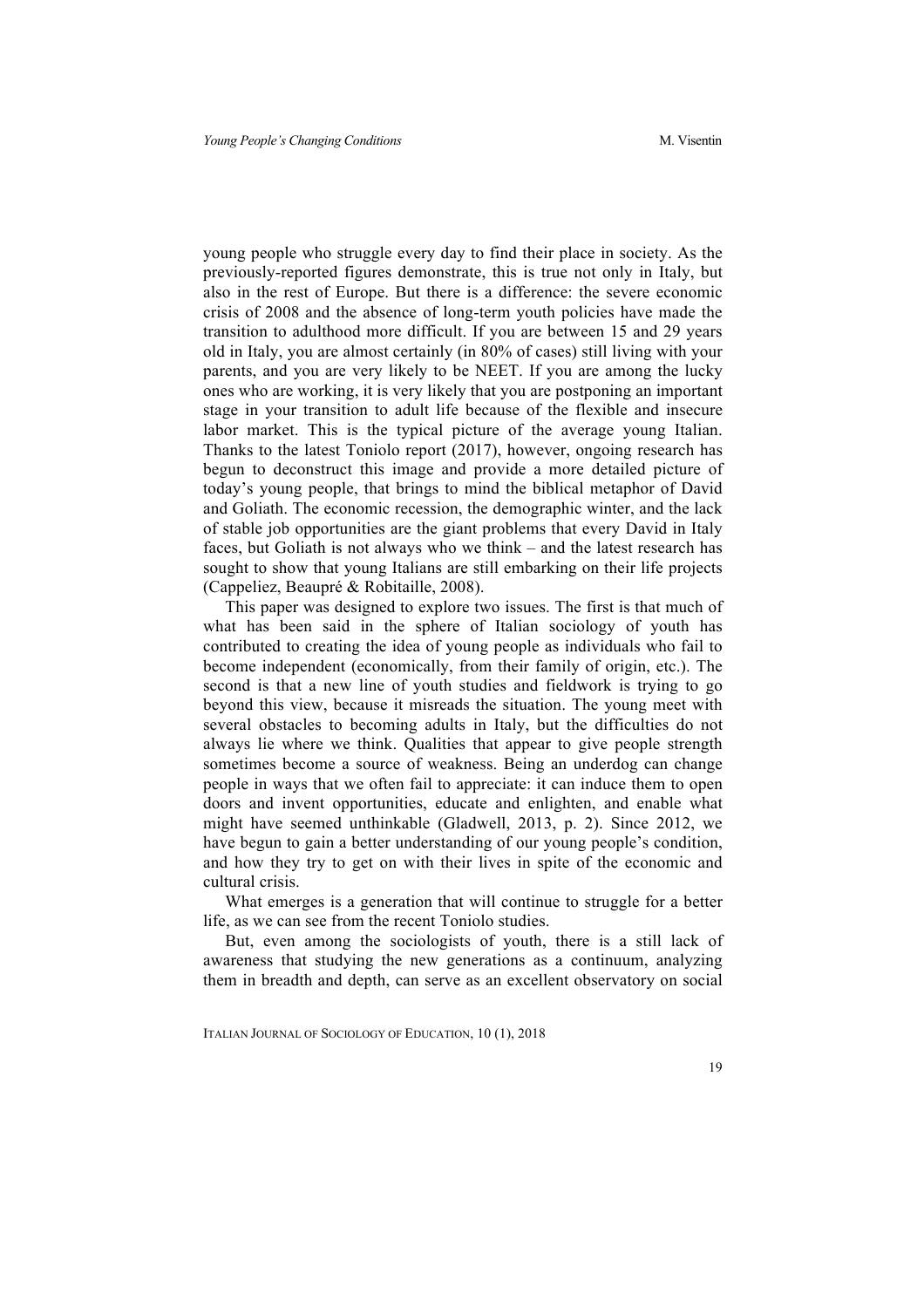young people who struggle every day to find their place in society. As the previously-reported figures demonstrate, this is true not only in Italy, but also in the rest of Europe. But there is a difference: the severe economic crisis of 2008 and the absence of long-term youth policies have made the transition to adulthood more difficult. If you are between 15 and 29 years old in Italy, you are almost certainly (in 80% of cases) still living with your parents, and you are very likely to be NEET. If you are among the lucky ones who are working, it is very likely that you are postponing an important stage in your transition to adult life because of the flexible and insecure labor market. This is the typical picture of the average young Italian. Thanks to the latest Toniolo report (2017), however, ongoing research has begun to deconstruct this image and provide a more detailed picture of today's young people, that brings to mind the biblical metaphor of David and Goliath. The economic recession, the demographic winter, and the lack of stable job opportunities are the giant problems that every David in Italy faces, but Goliath is not always who we think – and the latest research has sought to show that young Italians are still embarking on their life projects (Cappeliez, Beaupré & Robitaille, 2008).

This paper was designed to explore two issues. The first is that much of what has been said in the sphere of Italian sociology of youth has contributed to creating the idea of young people as individuals who fail to become independent (economically, from their family of origin, etc.). The second is that a new line of youth studies and fieldwork is trying to go beyond this view, because it misreads the situation. The young meet with several obstacles to becoming adults in Italy, but the difficulties do not always lie where we think. Qualities that appear to give people strength sometimes become a source of weakness. Being an underdog can change people in ways that we often fail to appreciate: it can induce them to open doors and invent opportunities, educate and enlighten, and enable what might have seemed unthinkable (Gladwell, 2013, p. 2). Since 2012, we have begun to gain a better understanding of our young people's condition, and how they try to get on with their lives in spite of the economic and cultural crisis.

What emerges is a generation that will continue to struggle for a better life, as we can see from the recent Toniolo studies.

But, even among the sociologists of youth, there is a still lack of awareness that studying the new generations as a continuum, analyzing them in breadth and depth, can serve as an excellent observatory on social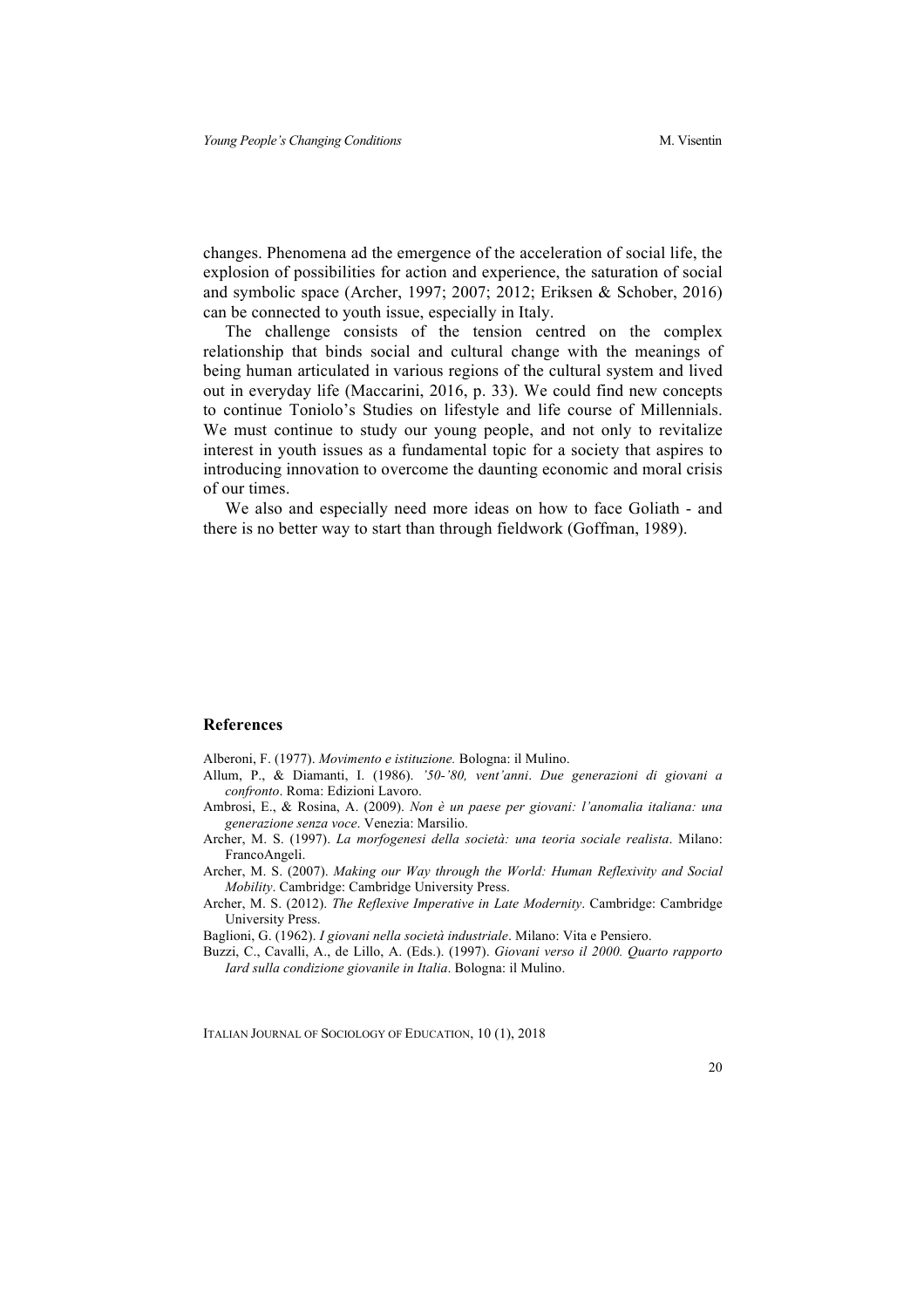changes. Phenomena ad the emergence of the acceleration of social life, the explosion of possibilities for action and experience, the saturation of social and symbolic space (Archer, 1997; 2007; 2012; Eriksen & Schober, 2016) can be connected to youth issue, especially in Italy.

The challenge consists of the tension centred on the complex relationship that binds social and cultural change with the meanings of being human articulated in various regions of the cultural system and lived out in everyday life (Maccarini, 2016, p. 33). We could find new concepts to continue Toniolo's Studies on lifestyle and life course of Millennials. We must continue to study our young people, and not only to revitalize interest in youth issues as a fundamental topic for a society that aspires to introducing innovation to overcome the daunting economic and moral crisis of our times.

We also and especially need more ideas on how to face Goliath - and there is no better way to start than through fieldwork (Goffman, 1989).

## References

Alberoni, F. (1977). *Movimento e istituzione.* Bologna: il Mulino.

Allum, P., & Diamanti, I. (1986). *'50-'80, vent'anni*. *Due generazioni di giovani a confronto*. Roma: Edizioni Lavoro.

Ambrosi, E., & Rosina, A. (2009). *Non è un paese per giovani: l'anomalia italiana: una generazione senza voce*. Venezia: Marsilio.

Archer, M. S. (1997). *La morfogenesi della società: una teoria sociale realista*. Milano: FrancoAngeli.

Archer, M. S. (2007). *Making our Way through the World: Human Reflexivity and Social Mobility*. Cambridge: Cambridge University Press.

Archer, M. S. (2012). *The Reflexive Imperative in Late Modernity*. Cambridge: Cambridge University Press.

Baglioni, G. (1962). *I giovani nella società industriale*. Milano: Vita e Pensiero.

Buzzi, C., Cavalli, A., de Lillo, A. (Eds.). (1997). *Giovani verso il 2000. Quarto rapporto Iard sulla condizione giovanile in Italia*. Bologna: il Mulino.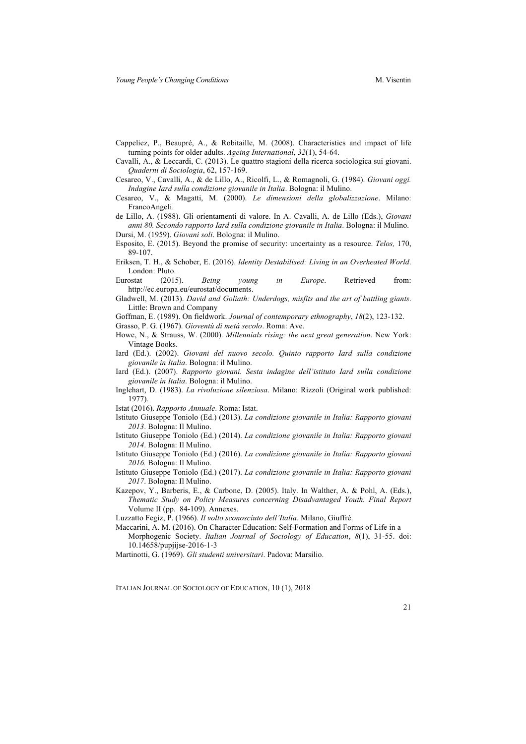Cappeliez, P., Beaupré, A., & Robitaille, M. (2008). Characteristics and impact of life turning points for older adults. *Ageing International*, *32*(1), 54-64.

Cavalli, A., & Leccardi, C. (2013). Le quattro stagioni della ricerca sociologica sui giovani. *Quaderni di Sociologia*, 62, 157-169.

Cesareo, V., Cavalli, A., & de Lillo, A., Ricolfi, L., & Romagnoli, G. (1984). *Giovani oggi. Indagine Iard sulla condizione giovanile in Italia*. Bologna: il Mulino.

Cesareo, V., & Magatti, M. (2000). *Le dimensioni della globalizzazione*. Milano: FrancoAngeli.

de Lillo, A. (1988). Gli orientamenti di valore. In A. Cavalli, A. de Lillo (Eds.), *Giovani anni 80. Secondo rapporto Iard sulla condizione giovanile in Italia*. Bologna: il Mulino.

Dursi, M. (1959). *Giovani soli*. Bologna: il Mulino.

Esposito, E. (2015). Beyond the promise of security: uncertainty as a resource. *Telos,* 170, 89-107.

Eriksen, T. H., & Schober, E. (2016). *Identity Destabilised: Living in an Overheated World*. London: Pluto.

Eurostat (2015). *Being young in Europe*. Retrieved from: http://ec.europa.eu/eurostat/documents.

Gladwell, M. (2013). *David and Goliath: Underdogs, misfits and the art of battling giants*. Little: Brown and Company

Goffman, E. (1989). On fieldwork. *Journal of contemporary ethnography*, *18*(2), 123-132.

Grasso, P. G. (1967). *Gioventù di metà secolo*. Roma: Ave.

Howe, N., & Strauss, W. (2000). *Millennials rising: the next great generation*. New York: Vintage Books.

Iard (Ed.). (2002). *Giovani del nuovo secolo. Quinto rapporto Iard sulla condizione giovanile in Italia*. Bologna: il Mulino.

Iard (Ed.). (2007). *Rapporto giovani. Sesta indagine dell'istituto Iard sulla condizione giovanile in Italia*. Bologna: il Mulino.

Inglehart, D. (1983). *La rivoluzione silenziosa*. Milano: Rizzoli (Original work published: 1977).

Istat (2016). *Rapporto Annuale*. Roma: Istat.

Istituto Giuseppe Toniolo (Ed.) (2013). *La condizione giovanile in Italia: Rapporto giovani 2013*. Bologna: Il Mulino.

Istituto Giuseppe Toniolo (Ed.) (2014). *La condizione giovanile in Italia: Rapporto giovani 2014*. Bologna: Il Mulino.

Istituto Giuseppe Toniolo (Ed.) (2016). *La condizione giovanile in Italia: Rapporto giovani 2016.* Bologna: Il Mulino.

Istituto Giuseppe Toniolo (Ed.) (2017). *La condizione giovanile in Italia: Rapporto giovani 2017*. Bologna: Il Mulino.

Kazepov, Y., Barberis, E., & Carbone, D. (2005). Italy. In Walther, A. & Pohl, A. (Eds.), *Thematic Study on Policy Measures concerning Disadvantaged Youth. Final Report* Volume II (pp. 84-109). Annexes.

Luzzatto Fegiz, P. (1966). *Il volto sconosciuto dell'Italia*. Milano, Giuffré.

Maccarini, A. M. (2016). On Character Education: Self-Formation and Forms of Life in a Morphogenic Society. *Italian Journal of Sociology of Education*, *8*(1), 31-55. doi: 10.14658/pupjijse-2016-1-3

Martinotti, G. (1969). *Gli studenti universitari*. Padova: Marsilio.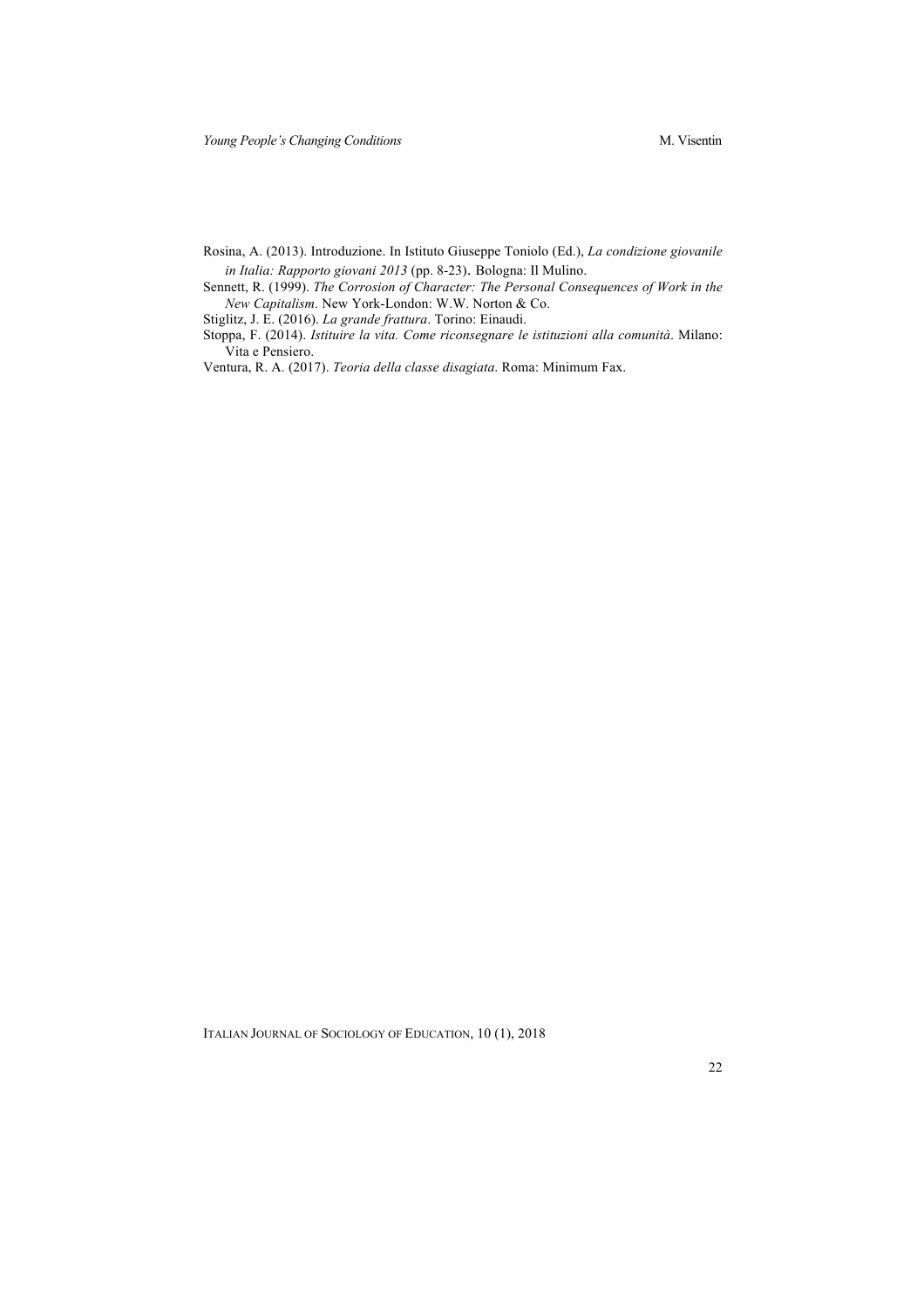Rosina, A. (2013). Introduzione. In Istituto Giuseppe Toniolo (Ed.), *La condizione giovanile in Italia: Rapporto giovani 2013* (pp. 8-23). Bologna: Il Mulino.

Sennett, R. (1999). *The Corrosion of Character: The Personal Consequences of Work in the New Capitalism*. New York-London: W.W. Norton & Co.

Stiglitz, J. E. (2016). *La grande frattura*. Torino: Einaudi.

Stoppa, F. (2014). *Istituire la vita. Come riconsegnare le istituzioni alla comunità*. Milano: Vita e Pensiero.

Ventura, R. A. (2017). *Teoria della classe disagiata*. Roma: Minimum Fax.